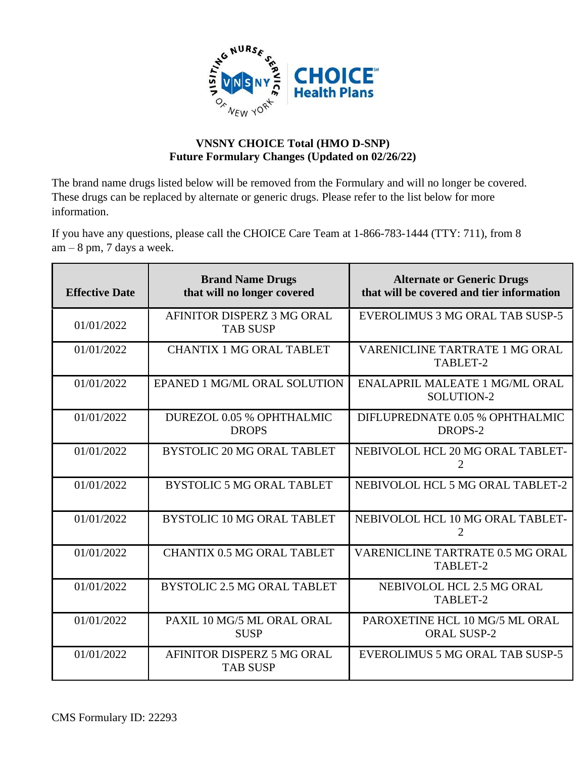# VNSNY CHOICE Total (HMO D-SNP)
## Future Formulary Changes (Updated on 02/26/22)

The brand name drugs listed below will be removed from the Formulary and will no longer be covered. These drugs can be replaced by alternate or generic drugs. Please refer to the list below for more information.

If you have any questions, please call the CHOICE Care Team at 1-866-783-1444 (TTY: 711), from 8 am – 8 pm, 7 days a week.

| Effective Date | Brand Name Drugs that will no longer covered | Alternate or Generic Drugs that will be covered and tier information |
|---|---|---|
| 01/01/2022 | AFINITOR DISPERZ 3 MG ORAL TAB SUSP | EVEROLIMUS 3 MG ORAL TAB SUSP-5 |
| 01/01/2022 | CHANTIX 1 MG ORAL TABLET | VARENICLINE TARTRATE 1 MG ORAL TABLET-2 |
| 01/01/2022 | EPANED 1 MG/ML ORAL SOLUTION | ENALAPRIL MALEATE 1 MG/ML ORAL SOLUTION-2 |
| 01/01/2022 | DUREZOL 0.05 % OPHTHALMIC DROPS | DIFLUPREDNATE 0.05 % OPHTHALMIC DROPS-2 |
| 01/01/2022 | BYSTOLIC 20 MG ORAL TABLET | NEBIVOLOL HCL 20 MG ORAL TABLET-2 |
| 01/01/2022 | BYSTOLIC 5 MG ORAL TABLET | NEBIVOLOL HCL 5 MG ORAL TABLET-2 |
| 01/01/2022 | BYSTOLIC 10 MG ORAL TABLET | NEBIVOLOL HCL 10 MG ORAL TABLET-2 |
| 01/01/2022 | CHANTIX 0.5 MG ORAL TABLET | VARENICLINE TARTRATE 0.5 MG ORAL TABLET-2 |
| 01/01/2022 | BYSTOLIC 2.5 MG ORAL TABLET | NEBIVOLOL HCL 2.5 MG ORAL TABLET-2 |
| 01/01/2022 | PAXIL 10 MG/5 ML ORAL ORAL SUSP | PAROXETINE HCL 10 MG/5 ML ORAL ORAL SUSP-2 |
| 01/01/2022 | AFINITOR DISPERZ 5 MG ORAL TAB SUSP | EVEROLIMUS 5 MG ORAL TAB SUSP-5 |

CMS Formulary ID: 22293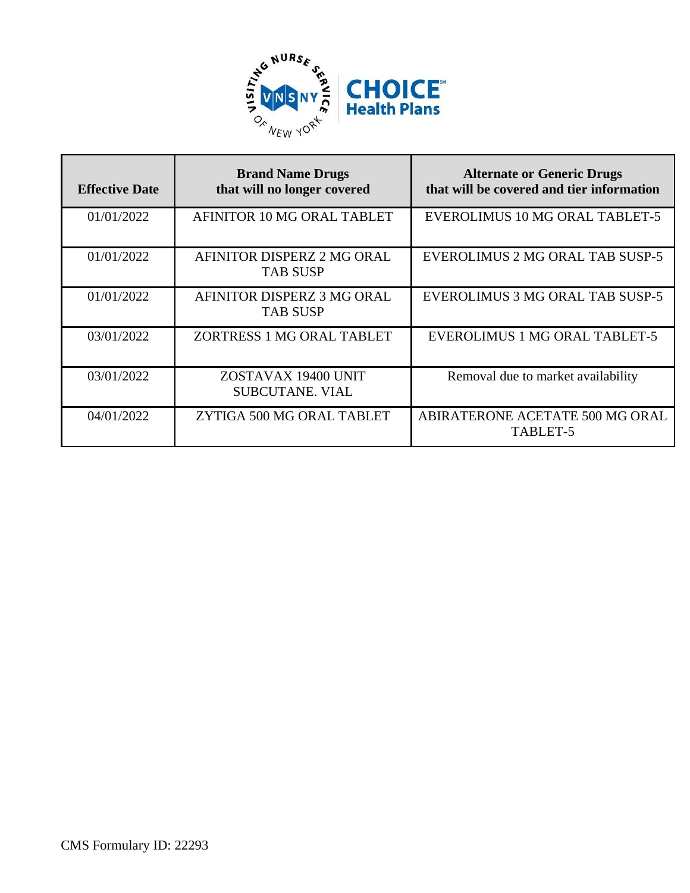| Effective Date | Brand Name Drugs that will no longer covered | Alternate or Generic Drugs that will be covered and tier information |
|---|---|---|
| 01/01/2022 | AFINITOR 10 MG ORAL TABLET | EVEROLIMUS 10 MG ORAL TABLET-5 |
| 01/01/2022 | AFINITOR DISPERZ 2 MG ORAL TAB SUSP | EVEROLIMUS 2 MG ORAL TAB SUSP-5 |
| 01/01/2022 | AFINITOR DISPERZ 3 MG ORAL TAB SUSP | EVEROLIMUS 3 MG ORAL TAB SUSP-5 |
| 03/01/2022 | ZORTRESS 1 MG ORAL TABLET | EVEROLIMUS 1 MG ORAL TABLET-5 |
| 03/01/2022 | ZOSTAVAX 19400 UNIT SUBCUTANE. VIAL | Removal due to market availability |
| 04/01/2022 | ZYTIGA 500 MG ORAL TABLET | ABIRATERONE ACETATE 500 MG ORAL TABLET-5 |

CMS Formulary ID: 22293